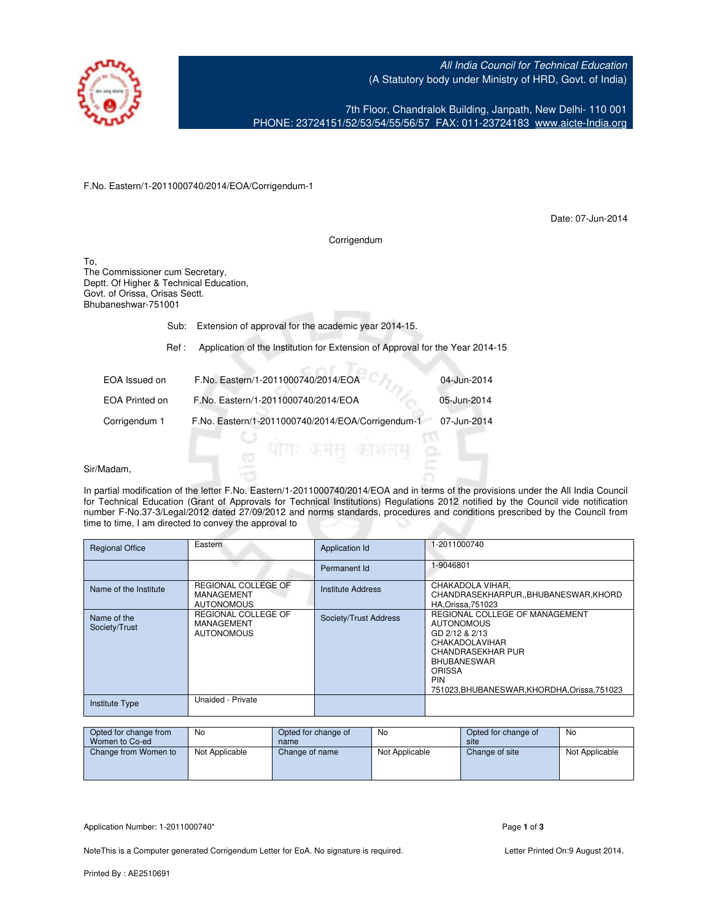All India Council for Technical Education
(A Statutory body under Ministry of HRD, Govt. of India)

7th Floor, Chandralok Building, Janpath, New Delhi- 110 001
PHONE: 23724151/52/53/54/55/56/57 FAX: 011-23724183 www.aicte-India.org

F.No. Eastern/1-2011000740/2014/EOA/Corrigendum-1

Date: 07-Jun-2014

Corrigendum

To,
The Commissioner cum Secretary,
Deptt. Of Higher & Technical Education,
Govt. of Orissa, Orisas Sectt.
Bhubaneshwar-751001

Sub: Extension of approval for the academic year 2014-15.

Ref : Application of the Institution for Extension of Approval for the Year 2014-15

| | | |
|---|---|---|
| EOA Issued on | F.No. Eastern/1-2011000740/2014/EOA | 04-Jun-2014 |
| EOA Printed on | F.No. Eastern/1-2011000740/2014/EOA | 05-Jun-2014 |
| Corrigendum 1 | F.No. Eastern/1-2011000740/2014/EOA/Corrigendum-1 | 07-Jun-2014 |

Sir/Madam,

In partial modification of the letter F.No. Eastern/1-2011000740/2014/EOA and in terms of the provisions under the All India Council for Technical Education (Grant of Approvals for Technical Institutions) Regulations 2012 notified by the Council vide notification number F-No.37-3/Legal/2012 dated 27/09/2012 and norms standards, procedures and conditions prescribed by the Council from time to time, I am directed to convey the approval to

| | | | |
|---|---|---|---|
| Regional Office | Eastern | Application Id | 1-2011000740 |
| | | Permanent Id | 1-9046801 |
| Name of the Institute | REGIONAL COLLEGE OF MANAGEMENT AUTONOMOUS | Institute Address | CHAKADOLA VIHAR, CHANDRASEKHARPUR,,BHUBANESWAR,KHORDHA,Orissa,751023 |
| Name of the Society/Trust | REGIONAL COLLEGE OF MANAGEMENT AUTONOMOUS | Society/Trust Address | REGIONAL COLLEGE OF MANAGEMENT AUTONOMOUS GD 2/12 & 2/13 CHAKADOLAVIHAR CHANDRASEKHAR PUR BHUBANESWAR ORISSA PIN 751023,BHUBANESWAR,KHORDHA,Orissa,751023 |
| Institute Type | Unaided - Private | | |

| | | | | | |
|---|---|---|---|---|---|
| Opted for change from Women to Co-ed | No | Opted for change of name | No | Opted for change of site | No |
| Change from Women to | Not Applicable | Change of name | Not Applicable | Change of site | Not Applicable |

Application Number: 1-2011000740*

NoteThis is a Computer generated Corrigendum Letter for EoA. No signature is required. Letter Printed On:9 August 2014.

Printed By : AE2510691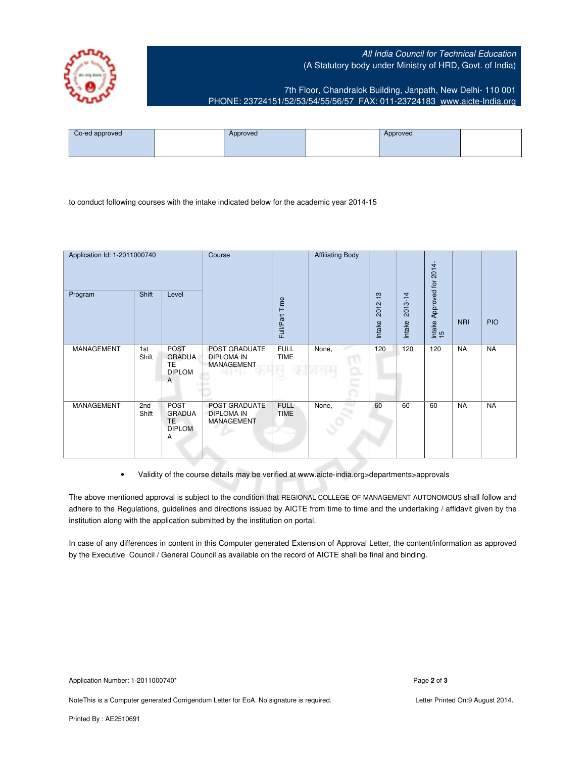All India Council for Technical Education
(A Statutory body under Ministry of HRD, Govt. of India)

7th Floor, Chandralok Building, Janpath, New Delhi- 110 001
PHONE: 23724151/52/53/54/55/56/57 FAX: 011-23724183 www.aicte-India.org

| Co-ed approved | | Approved | | Approved | |
|---|---|---|---|---|---|

to conduct following courses with the intake indicated below for the academic year 2014-15

| Application Id: 1-2011000740 | | | Course | Full/Part Time | Affiliating Body | Intake 2012-13 | Intake 2013-14 | Intake Approved for 2014-15 | NRI | PIO |
|---|---|---|---|---|---|---|---|---|---|---|
| Program | Shift | Level | | | | | | | | |
| MANAGEMENT | 1st Shift | POST GRADUATE DIPLOMA | POST GRADUATE DIPLOMA IN MANAGEMENT | FULL TIME | None, | 120 | 120 | 120 | NA | NA |
| MANAGEMENT | 2nd Shift | POST GRADUATE DIPLOMA | POST GRADUATE DIPLOMA IN MANAGEMENT | FULL TIME | None, | 60 | 60 | 60 | NA | NA |

- Validity of the course details may be verified at www.aicte-india.org>departments>approvals

The above mentioned approval is subject to the condition that REGIONAL COLLEGE OF MANAGEMENT AUTONOMOUS shall follow and adhere to the Regulations, guidelines and directions issued by AICTE from time to time and the undertaking / affidavit given by the institution along with the application submitted by the institution on portal.

In case of any differences in content in this Computer generated Extension of Approval Letter, the content/information as approved by the Executive Council / General Council as available on the record of AICTE shall be final and binding.

Application Number: 1-2011000740*

NoteThis is a Computer generated Corrigendum Letter for EoA. No signature is required.

Letter Printed On:9 August 2014.

Printed By : AE2510691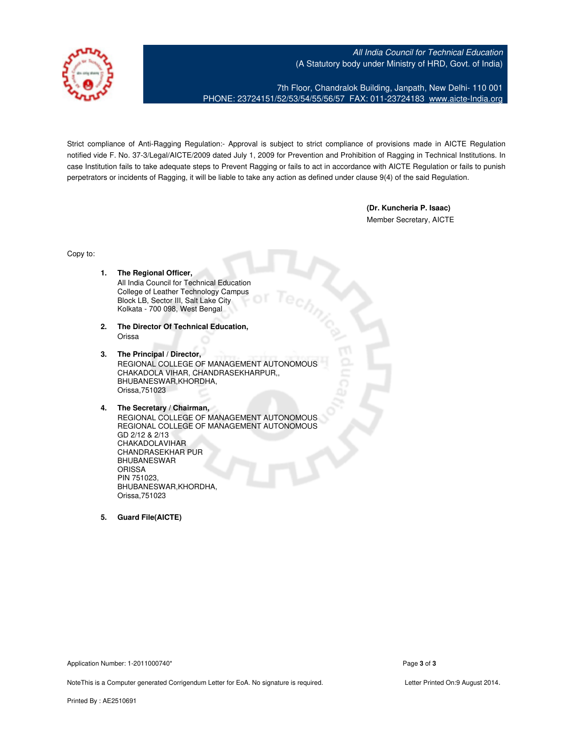*All India Council for Technical Education*
(A Statutory body under Ministry of HRD, Govt. of India)

7th Floor, Chandralok Building, Janpath, New Delhi- 110 001
PHONE: 23724151/52/53/54/55/56/57 FAX: 011-23724183 www.aicte-India.org

Strict compliance of Anti-Ragging Regulation:- Approval is subject to strict compliance of provisions made in AICTE Regulation notified vide F. No. 37-3/Legal/AICTE/2009 dated July 1, 2009 for Prevention and Prohibition of Ragging in Technical Institutions. In case Institution fails to take adequate steps to Prevent Ragging or fails to act in accordance with AICTE Regulation or fails to punish perpetrators or incidents of Ragging, it will be liable to take any action as defined under clause 9(4) of the said Regulation.

**(Dr. Kuncheria P. Isaac)**
Member Secretary, AICTE

Copy to:

1. **The Regional Officer,**
   All India Council for Technical Education
   College of Leather Technology Campus
   Block LB, Sector III, Salt Lake City
   Kolkata - 700 098, West Bengal

2. **The Director Of Technical Education,**
   Orissa

3. **The Principal / Director,**
   REGIONAL COLLEGE OF MANAGEMENT AUTONOMOUS
   CHAKADOLA VIHAR, CHANDRASEKHARPUR,,
   BHUBANESWAR,KHORDHA,
   Orissa,751023

4. **The Secretary / Chairman,**
   REGIONAL COLLEGE OF MANAGEMENT AUTONOMOUS
   REGIONAL COLLEGE OF MANAGEMENT AUTONOMOUS
   GD 2/12 & 2/13
   CHAKADOLAVIHAR
   CHANDRASEKHAR PUR
   BHUBANESWAR
   ORISSA
   PIN 751023,
   BHUBANESWAR,KHORDHA,
   Orissa,751023

5. **Guard File(AICTE)**

Application Number: 1-2011000740*

NoteThis is a Computer generated Corrigendum Letter for EoA. No signature is required.

Letter Printed On:9 August 2014.

Printed By : AE2510691